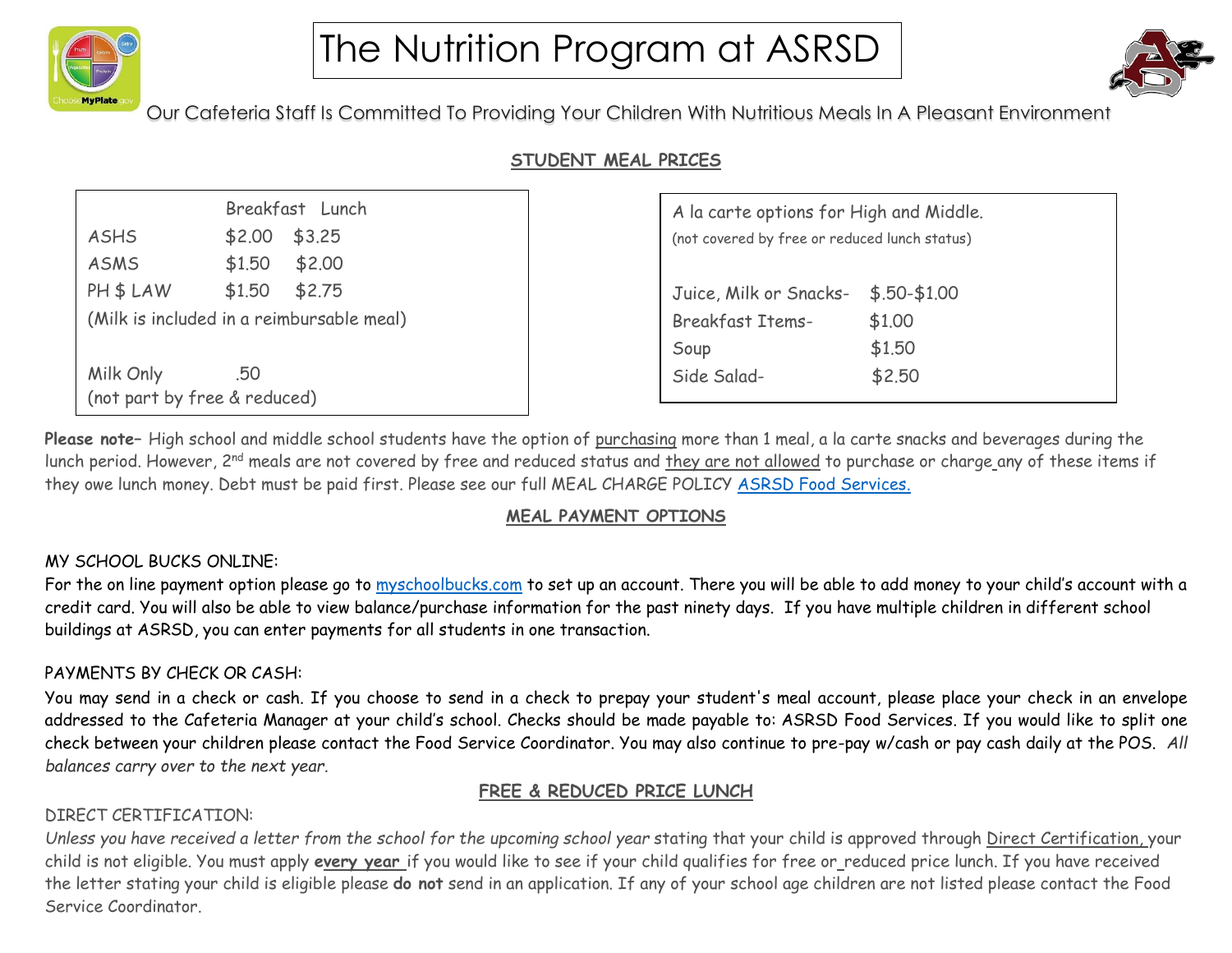# The Nutrition Program at ASRSD

Our Cafeteria Staff Is Committed To Providing Your Children With Nutritious Meals In A Pleasant Environment

## STUDENT MEAL PRICES

| | Breakfast | Lunch |
|---|---|---|
| ASHS | $2.00 | $3.25 |
| ASMS | $1.50 | $2.00 |
| PH $ LAW | $1.50 | $2.75 |

(Milk is included in a reimbursable meal)

Milk Only .50
(not part by free & reduced)

A la carte options for High and Middle.
(not covered by free or reduced lunch status)

| | |
|---|---|
| Juice, Milk or Snacks- | $.50-$1.00 |
| Breakfast Items- | $1.00 |
| Soup | $1.50 |
| Side Salad- | $2.50 |

**Please note**– High school and middle school students have the option of purchasing more than 1 meal, a la carte snacks and beverages during the lunch period. However, 2nd meals are not covered by free and reduced status and they are not allowed to purchase or charge any of these items if they owe lunch money. Debt must be paid first. Please see our full MEAL CHARGE POLICY [ASRSD Food Services.](ASRSD Food Services.)

## MEAL PAYMENT OPTIONS

MY SCHOOL BUCKS ONLINE:
For the on line payment option please go to [myschoolbucks.com](myschoolbucks.com) to set up an account. There you will be able to add money to your child's account with a credit card. You will also be able to view balance/purchase information for the past ninety days. If you have multiple children in different school buildings at ASRSD, you can enter payments for all students in one transaction.

PAYMENTS BY CHECK OR CASH:
You may send in a check or cash. If you choose to send in a check to prepay your student's meal account, please place your check in an envelope addressed to the Cafeteria Manager at your child's school. Checks should be made payable to: ASRSD Food Services. If you would like to split one check between your children please contact the Food Service Coordinator. You may also continue to pre-pay w/cash or pay cash daily at the POS. *All balances carry over to the next year.*

## FREE & REDUCED PRICE LUNCH

DIRECT CERTIFICATION:
*Unless you have received a letter from the school for the upcoming school year* stating that your child is approved through Direct Certification, your child is not eligible. You must apply **every year** if you would like to see if your child qualifies for free or reduced price lunch. If you have received the letter stating your child is eligible please **do not** send in an application. If any of your school age children are not listed please contact the Food Service Coordinator.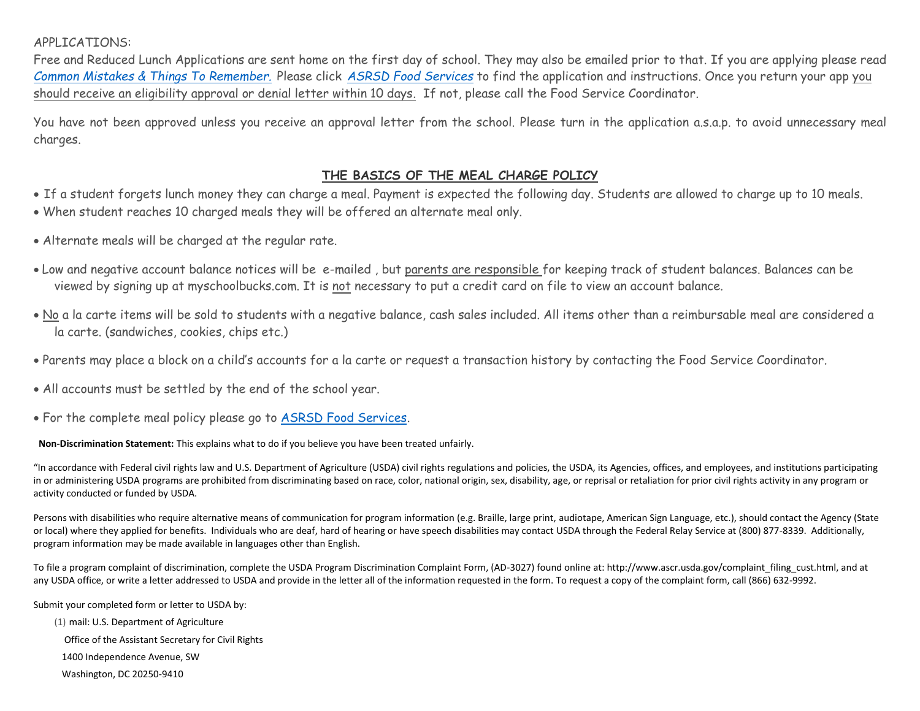APPLICATIONS:

Free and Reduced Lunch Applications are sent home on the first day of school. They may also be emailed prior to that. If you are applying please read *Common Mistakes & Things To Remember.* Please click *ASRSD Food Services* to find the application and instructions. Once you return your app you should receive an eligibility approval or denial letter within 10 days. If not, please call the Food Service Coordinator.

You have not been approved unless you receive an approval letter from the school. Please turn in the application a.s.a.p. to avoid unnecessary meal charges.

## THE BASICS OF THE MEAL CHARGE POLICY

- If a student forgets lunch money they can charge a meal. Payment is expected the following day. Students are allowed to charge up to 10 meals.
- When student reaches 10 charged meals they will be offered an alternate meal only.
- Alternate meals will be charged at the regular rate.
- Low and negative account balance notices will be e-mailed , but parents are responsible for keeping track of student balances. Balances can be viewed by signing up at myschoolbucks.com. It is not necessary to put a credit card on file to view an account balance.
- No a la carte items will be sold to students with a negative balance, cash sales included. All items other than a reimbursable meal are considered a la carte. (sandwiches, cookies, chips etc.)
- Parents may place a block on a child's accounts for a la carte or request a transaction history by contacting the Food Service Coordinator.
- All accounts must be settled by the end of the school year.
- For the complete meal policy please go to ASRSD Food Services.

**Non-Discrimination Statement:** This explains what to do if you believe you have been treated unfairly.

"In accordance with Federal civil rights law and U.S. Department of Agriculture (USDA) civil rights regulations and policies, the USDA, its Agencies, offices, and employees, and institutions participating in or administering USDA programs are prohibited from discriminating based on race, color, national origin, sex, disability, age, or reprisal or retaliation for prior civil rights activity in any program or activity conducted or funded by USDA.

Persons with disabilities who require alternative means of communication for program information (e.g. Braille, large print, audiotape, American Sign Language, etc.), should contact the Agency (State or local) where they applied for benefits. Individuals who are deaf, hard of hearing or have speech disabilities may contact USDA through the Federal Relay Service at (800) 877-8339. Additionally, program information may be made available in languages other than English.

To file a program complaint of discrimination, complete the USDA Program Discrimination Complaint Form, (AD-3027) found online at: http://www.ascr.usda.gov/complaint_filing_cust.html, and at any USDA office, or write a letter addressed to USDA and provide in the letter all of the information requested in the form. To request a copy of the complaint form, call (866) 632-9992.

Submit your completed form or letter to USDA by:

(1) mail: U.S. Department of Agriculture
Office of the Assistant Secretary for Civil Rights
1400 Independence Avenue, SW
Washington, DC 20250-9410